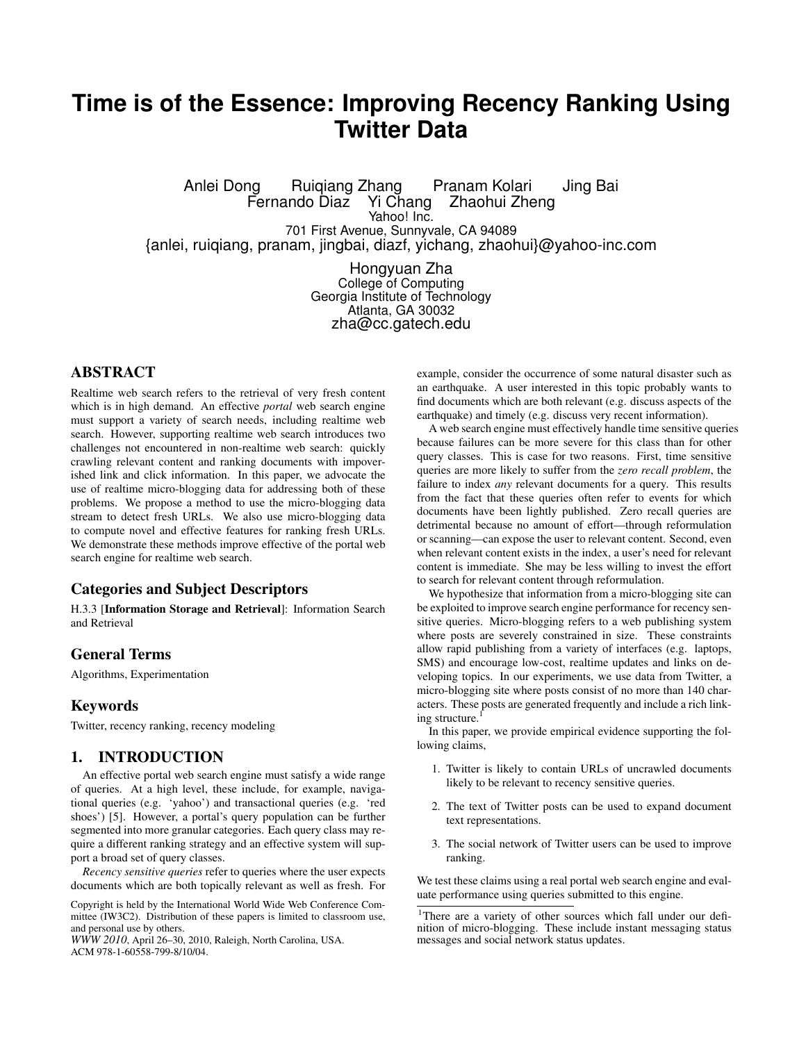# Time is of the Essence: Improving Recency Ranking Using Twitter Data

Anlei Dong Ruiqiang Zhang Pranam Kolari Jing Bai
Fernando Diaz Yi Chang Zhaohui Zheng
Yahoo! Inc.
701 First Avenue, Sunnyvale, CA 94089
{anlei, ruiqiang, pranam, jingbai, diazf, yichang, zhaohui}@yahoo-inc.com

Hongyuan Zha
College of Computing
Georgia Institute of Technology
Atlanta, GA 30032
zha@cc.gatech.edu

## ABSTRACT

Realtime web search refers to the retrieval of very fresh content which is in high demand. An effective *portal* web search engine must support a variety of search needs, including realtime web search. However, supporting realtime web search introduces two challenges not encountered in non-realtime web search: quickly crawling relevant content and ranking documents with impoverished link and click information. In this paper, we advocate the use of realtime micro-blogging data for addressing both of these problems. We propose a method to use the micro-blogging data stream to detect fresh URLs. We also use micro-blogging data to compute novel and effective features for ranking fresh URLs. We demonstrate these methods improve effective of the portal web search engine for realtime web search.

## Categories and Subject Descriptors

H.3.3 [**Information Storage and Retrieval**]: Information Search and Retrieval

## General Terms

Algorithms, Experimentation

## Keywords

Twitter, recency ranking, recency modeling

## 1. INTRODUCTION

An effective portal web search engine must satisfy a wide range of queries. At a high level, these include, for example, navigational queries (e.g. 'yahoo') and transactional queries (e.g. 'red shoes') [5]. However, a portal's query population can be further segmented into more granular categories. Each query class may require a different ranking strategy and an effective system will support a broad set of query classes.

*Recency sensitive queries* refer to queries where the user expects documents which are both topically relevant as well as fresh. For example, consider the occurrence of some natural disaster such as an earthquake. A user interested in this topic probably wants to find documents which are both relevant (e.g. discuss aspects of the earthquake) and timely (e.g. discuss very recent information).

A web search engine must effectively handle time sensitive queries because failures can be more severe for this class than for other query classes. This is case for two reasons. First, time sensitive queries are more likely to suffer from the *zero recall problem*, the failure to index *any* relevant documents for a query. This results from the fact that these queries often refer to events for which documents have been lightly published. Zero recall queries are detrimental because no amount of effort—through reformulation or scanning—can expose the user to relevant content. Second, even when relevant content exists in the index, a user's need for relevant content is immediate. She may be less willing to invest the effort to search for relevant content through reformulation.

We hypothesize that information from a micro-blogging site can be exploited to improve search engine performance for recency sensitive queries. Micro-blogging refers to a web publishing system where posts are severely constrained in size. These constraints allow rapid publishing from a variety of interfaces (e.g. laptops, SMS) and encourage low-cost, realtime updates and links on developing topics. In our experiments, we use data from Twitter, a micro-blogging site where posts consist of no more than 140 characters. These posts are generated frequently and include a rich linking structure.[1]

In this paper, we provide empirical evidence supporting the following claims,

1. Twitter is likely to contain URLs of uncrawled documents likely to be relevant to recency sensitive queries.
2. The text of Twitter posts can be used to expand document text representations.
3. The social network of Twitter users can be used to improve ranking.

We test these claims using a real portal web search engine and evaluate performance using queries submitted to this engine.

[1]There are a variety of other sources which fall under our definition of micro-blogging. These include instant messaging status messages and social network status updates.

Copyright is held by the International World Wide Web Conference Committee (IW3C2). Distribution of these papers is limited to classroom use, and personal use by others.
*WWW 2010*, April 26–30, 2010, Raleigh, North Carolina, USA.
ACM 978-1-60558-799-8/10/04.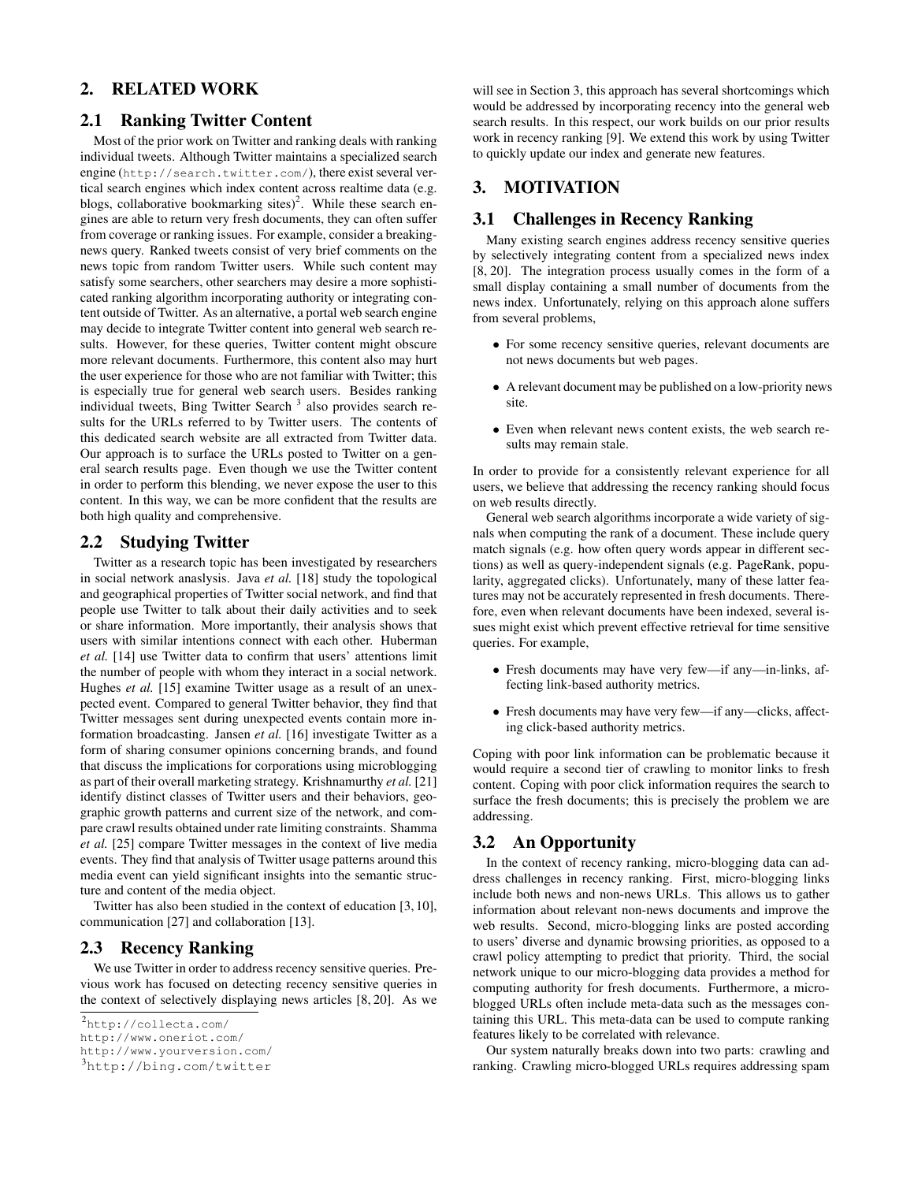## 2. RELATED WORK

### 2.1 Ranking Twitter Content

Most of the prior work on Twitter and ranking deals with ranking individual tweets. Although Twitter maintains a specialized search engine (http://search.twitter.com/), there exist several vertical search engines which index content across realtime data (e.g. blogs, collaborative bookmarking sites)[2]. While these search engines are able to return very fresh documents, they can often suffer from coverage or ranking issues. For example, consider a breaking-news query. Ranked tweets consist of very brief comments on the news topic from random Twitter users. While such content may satisfy some searchers, other searchers may desire a more sophisticated ranking algorithm incorporating authority or integrating content outside of Twitter. As an alternative, a portal web search engine may decide to integrate Twitter content into general web search results. However, for these queries, Twitter content might obscure more relevant documents. Furthermore, this content also may hurt the user experience for those who are not familiar with Twitter; this is especially true for general web search users. Besides ranking individual tweets, Bing Twitter Search [3] also provides search results for the URLs referred to by Twitter users. The contents of this dedicated search website are all extracted from Twitter data. Our approach is to surface the URLs posted to Twitter on a general search results page. Even though we use the Twitter content in order to perform this blending, we never expose the user to this content. In this way, we can be more confident that the results are both high quality and comprehensive.

### 2.2 Studying Twitter

Twitter as a research topic has been investigated by researchers in social network analysis. Java *et al.* [18] study the topological and geographical properties of Twitter social network, and find that people use Twitter to talk about their daily activities and to seek or share information. More importantly, their analysis shows that users with similar intentions connect with each other. Huberman *et al.* [14] use Twitter data to confirm that users' attentions limit the number of people with whom they interact in a social network. Hughes *et al.* [15] examine Twitter usage as a result of an unexpected event. Compared to general Twitter behavior, they find that Twitter messages sent during unexpected events contain more information broadcasting. Jansen *et al.* [16] investigate Twitter as a form of sharing consumer opinions concerning brands, and found that discuss the implications for corporations using microblogging as part of their overall marketing strategy. Krishnamurthy *et al.* [21] identify distinct classes of Twitter users and their behaviors, geographic growth patterns and current size of the network, and compare crawl results obtained under rate limiting constraints. Shamma *et al.* [25] compare Twitter messages in the context of live media events. They find that analysis of Twitter usage patterns around this media event can yield significant insights into the semantic structure and content of the media object.

Twitter has also been studied in the context of education [3, 10], communication [27] and collaboration [13].

### 2.3 Recency Ranking

We use Twitter in order to address recency sensitive queries. Previous work has focused on detecting recency sensitive queries in the context of selectively displaying news articles [8, 20]. As we will see in Section 3, this approach has several shortcomings which would be addressed by incorporating recency into the general web search results. In this respect, our work builds on our prior results work in recency ranking [9]. We extend this work by using Twitter to quickly update our index and generate new features.

## 3. MOTIVATION

### 3.1 Challenges in Recency Ranking

Many existing search engines address recency sensitive queries by selectively integrating content from a specialized news index [8, 20]. The integration process usually comes in the form of a small display containing a small number of documents from the news index. Unfortunately, relying on this approach alone suffers from several problems,

- For some recency sensitive queries, relevant documents are not news documents but web pages.
- A relevant document may be published on a low-priority news site.
- Even when relevant news content exists, the web search results may remain stale.

In order to provide for a consistently relevant experience for all users, we believe that addressing the recency ranking should focus on web results directly.

General web search algorithms incorporate a wide variety of signals when computing the rank of a document. These include query match signals (e.g. how often query words appear in different sections) as well as query-independent signals (e.g. PageRank, popularity, aggregated clicks). Unfortunately, many of these latter features may not be accurately represented in fresh documents. Therefore, even when relevant documents have been indexed, several issues might exist which prevent effective retrieval for time sensitive queries. For example,

- Fresh documents may have very few—if any—in-links, affecting link-based authority metrics.
- Fresh documents may have very few—if any—clicks, affecting click-based authority metrics.

Coping with poor link information can be problematic because it would require a second tier of crawling to monitor links to fresh content. Coping with poor click information requires the search to surface the fresh documents; this is precisely the problem we are addressing.

### 3.2 An Opportunity

In the context of recency ranking, micro-blogging data can address challenges in recency ranking. First, micro-blogging links include both news and non-news URLs. This allows us to gather information about relevant non-news documents and improve the web results. Second, micro-blogging links are posted according to users' diverse and dynamic browsing priorities, as opposed to a crawl policy attempting to predict that priority. Third, the social network unique to our micro-blogging data provides a method for computing authority for fresh documents. Furthermore, a micro-blogged URLs often include meta-data such as the messages containing this URL. This meta-data can be used to compute ranking features likely to be correlated with relevance.

Our system naturally breaks down into two parts: crawling and ranking. Crawling micro-blogged URLs requires addressing spam

---

[2] http://collecta.com/
http://www.oneriot.com/
http://www.yourversion.com/

[3] http://bing.com/twitter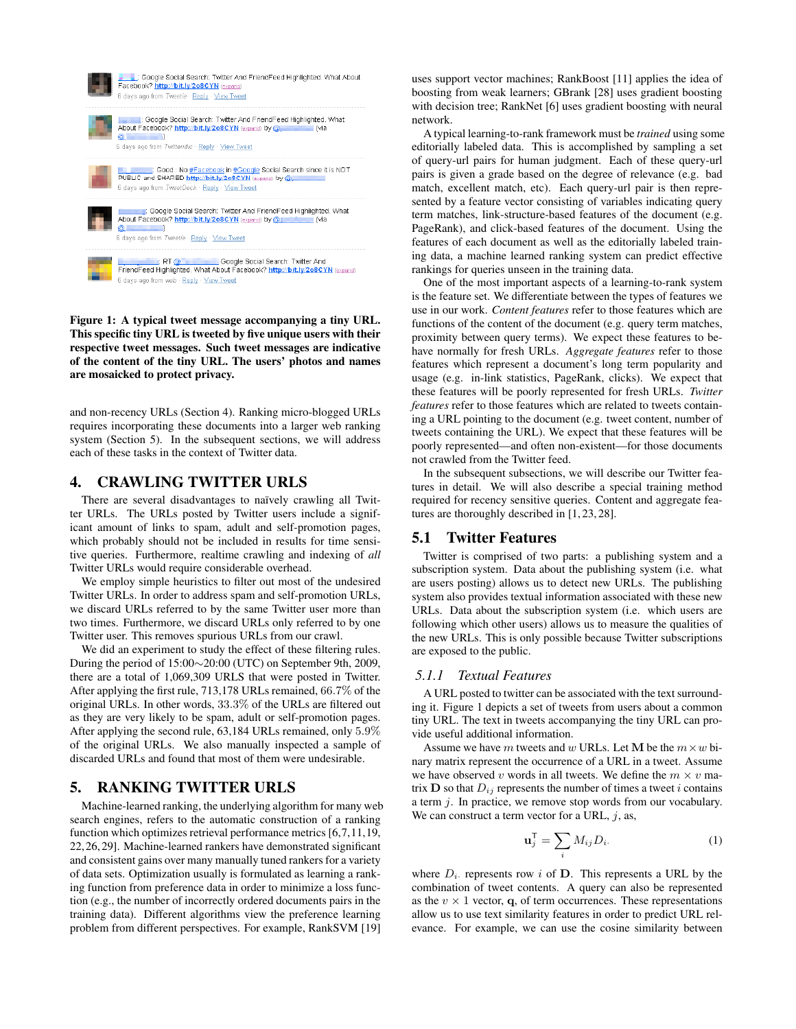Figure 1: A typical tweet message accompanying a tiny URL. This specific tiny URL is tweeted by five unique users with their respective tweet messages. Such tweet messages are indicative of the content of the tiny URL. The users' photos and names are mosaicked to protect privacy.

and non-recency URLs (Section 4). Ranking micro-blogged URLs requires incorporating these documents into a larger web ranking system (Section 5). In the subsequent sections, we will address each of these tasks in the context of Twitter data.

## 4. CRAWLING TWITTER URLS

There are several disadvantages to naïvely crawling all Twitter URLs. The URLs posted by Twitter users include a significant amount of links to spam, adult and self-promotion pages, which probably should not be included in results for time sensitive queries. Furthermore, realtime crawling and indexing of *all* Twitter URLs would require considerable overhead.

We employ simple heuristics to filter out most of the undesired Twitter URLs. In order to address spam and self-promotion URLs, we discard URLs referred to by the same Twitter user more than two times. Furthermore, we discard URLs only referred to by one Twitter user. This removes spurious URLs from our crawl.

We did an experiment to study the effect of these filtering rules. During the period of 15:00∼20:00 (UTC) on September 9th, 2009, there are a total of 1,069,309 URLS that were posted in Twitter. After applying the first rule, 713,178 URLs remained, 66.7% of the original URLs. In other words, 33.3% of the URLs are filtered out as they are very likely to be spam, adult or self-promotion pages. After applying the second rule, 63,184 URLs remained, only 5.9% of the original URLs. We also manually inspected a sample of discarded URLs and found that most of them were undesirable.

## 5. RANKING TWITTER URLS

Machine-learned ranking, the underlying algorithm for many web search engines, refers to the automatic construction of a ranking function which optimizes retrieval performance metrics [6,7,11,19, 22,26,29]. Machine-learned rankers have demonstrated significant and consistent gains over many manually tuned rankers for a variety of data sets. Optimization usually is formulated as learning a ranking function from preference data in order to minimize a loss function (e.g., the number of incorrectly ordered documents pairs in the training data). Different algorithms view the preference learning problem from different perspectives. For example, RankSVM [19] uses support vector machines; RankBoost [11] applies the idea of boosting from weak learners; GBrank [28] uses gradient boosting with decision tree; RankNet [6] uses gradient boosting with neural network.

A typical learning-to-rank framework must be *trained* using some editorially labeled data. This is accomplished by sampling a set of query-url pairs for human judgment. Each of these query-url pairs is given a grade based on the degree of relevance (e.g. bad match, excellent match, etc). Each query-url pair is then represented by a feature vector consisting of variables indicating query term matches, link-structure-based features of the document (e.g. PageRank), and click-based features of the document. Using the features of each document as well as the editorially labeled training data, a machine learned ranking system can predict effective rankings for queries unseen in the training data.

One of the most important aspects of a learning-to-rank system is the feature set. We differentiate between the types of features we use in our work. *Content features* refer to those features which are functions of the content of the document (e.g. query term matches, proximity between query terms). We expect these features to behave normally for fresh URLs. *Aggregate features* refer to those features which represent a document's long term popularity and usage (e.g. in-link statistics, PageRank, clicks). We expect that these features will be poorly represented for fresh URLs. *Twitter features* refer to those features which are related to tweets containing a URL pointing to the document (e.g. tweet content, number of tweets containing the URL). We expect that these features will be poorly represented—and often non-existent—for those documents not crawled from the Twitter feed.

In the subsequent subsections, we will describe our Twitter features in detail. We will also describe a special training method required for recency sensitive queries. Content and aggregate features are thoroughly described in [1, 23, 28].

### 5.1 Twitter Features

Twitter is comprised of two parts: a publishing system and a subscription system. Data about the publishing system (i.e. what are users posting) allows us to detect new URLs. The publishing system also provides textual information associated with these new URLs. Data about the subscription system (i.e. which users are following which other users) allows us to measure the qualities of the new URLs. This is only possible because Twitter subscriptions are exposed to the public.

#### *5.1.1 Textual Features*

A URL posted to twitter can be associated with the text surrounding it. Figure 1 depicts a set of tweets from users about a common tiny URL. The text in tweets accompanying the tiny URL can provide valuable additional information.

Assume we have $m$ tweets and $w$ URLs. Let $\mathbf{M}$ be the $m \times w$ binary matrix represent the occurrence of a URL in a tweet. Assume we have observed $v$ words in all tweets. We define the $m \times v$ matrix $\mathbf{D}$ so that $D_{ij}$ represents the number of times a tweet $i$ contains a term $j$. In practice, we remove stop words from our vocabulary. We can construct a term vector for a URL, $j$, as,

$$\mathbf{u}_j^{\mathsf{T}} = \sum_i M_{ij} D_{i\cdot} \tag{1}$$

where $D_{i\cdot}$ represents row $i$ of $\mathbf{D}$. This represents a URL by the combination of tweet contents. A query can also be represented as the $v \times 1$ vector, $\mathbf{q}$, of term occurrences. These representations allow us to use text similarity features in order to predict URL relevance. For example, we can use the cosine similarity between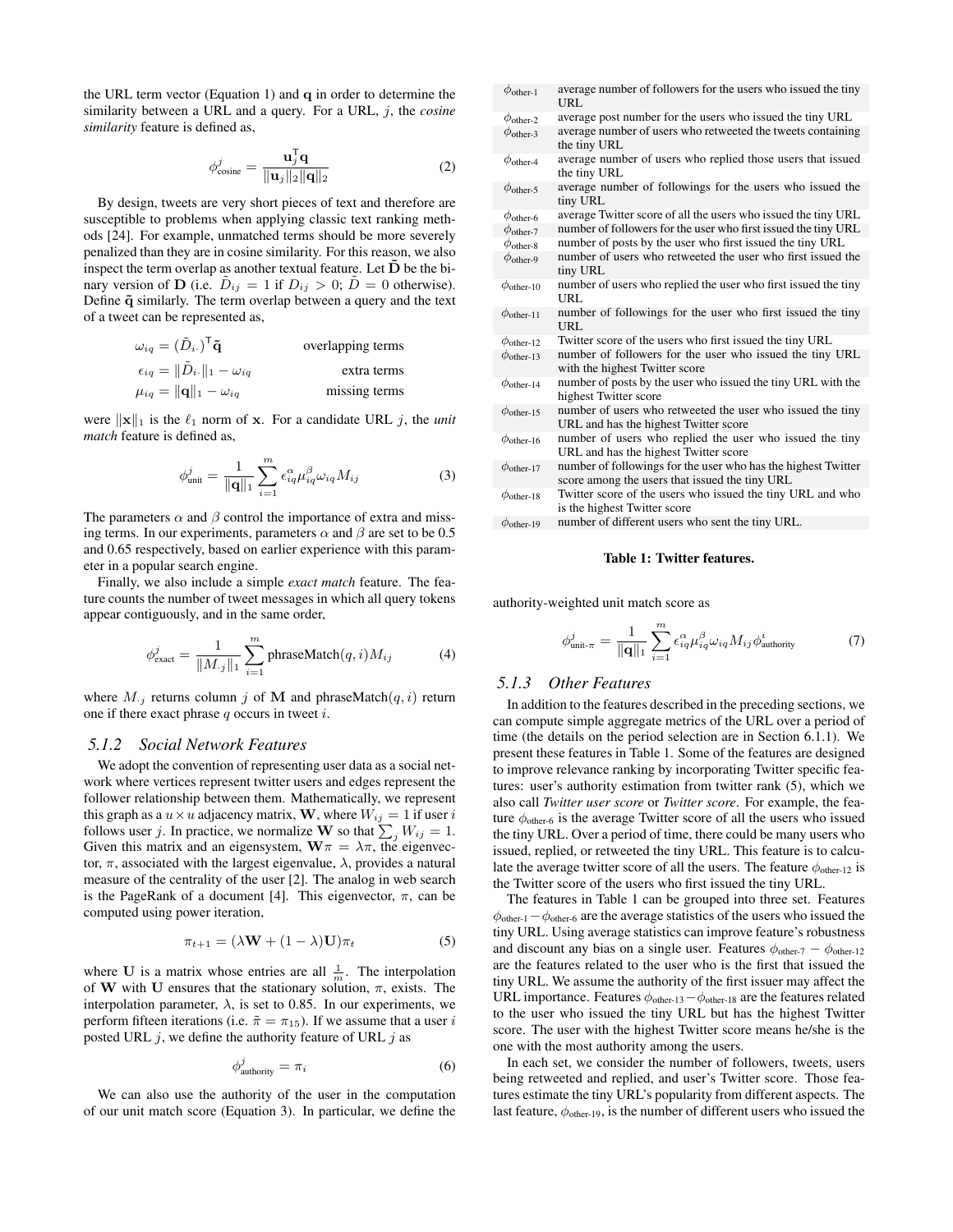the URL term vector (Equation 1) and $\mathbf{q}$ in order to determine the similarity between a URL and a query. For a URL, $j$, the *cosine similarity* feature is defined as,

$$\phi^j_{\text{cosine}} = \frac{\mathbf{u}_j^{\mathsf{T}}\mathbf{q}}{\|\mathbf{u}_j\|_2\|\mathbf{q}\|_2} \tag{2}$$

By design, tweets are very short pieces of text and therefore are susceptible to problems when applying classic text ranking methods [24]. For example, unmatched terms should be more severely penalized than they are in cosine similarity. For this reason, we also inspect the term overlap as another textual feature. Let $\tilde{\mathbf{D}}$ be the binary version of $\mathbf{D}$ (i.e. $\tilde{D}_{ij} = 1$ if $D_{ij} > 0$; $\tilde{D} = 0$ otherwise). Define $\tilde{\mathbf{q}}$ similarly. The term overlap between a query and the text of a tweet can be represented as,

$$\begin{aligned}
\omega_{iq} &= (\tilde{D}_{i\cdot})^{\mathsf{T}}\tilde{\mathbf{q}} && \text{overlapping terms} \\
\epsilon_{iq} &= \|\tilde{D}_{i\cdot}\|_1 - \omega_{iq} && \text{extra terms} \\
\mu_{iq} &= \|\mathbf{q}\|_1 - \omega_{iq} && \text{missing terms}
\end{aligned}$$

were $\|\mathbf{x}\|_1$ is the $\ell_1$ norm of $\mathbf{x}$. For a candidate URL $j$, the *unit match* feature is defined as,

$$\phi^j_{\text{unit}} = \frac{1}{\|\mathbf{q}\|_1}\sum_{i=1}^{m}\epsilon^{\alpha}_{iq}\mu^{\beta}_{iq}\omega_{iq}M_{ij} \tag{3}$$

The parameters $\alpha$ and $\beta$ control the importance of extra and missing terms. In our experiments, parameters $\alpha$ and $\beta$ are set to be 0.5 and 0.65 respectively, based on earlier experience with this parameter in a popular search engine.

Finally, we also include a simple *exact match* feature. The feature counts the number of tweet messages in which all query tokens appear contiguously, and in the same order,

$$\phi^j_{\text{exact}} = \frac{1}{\|M_{\cdot j}\|_1}\sum_{i=1}^{m}\text{phraseMatch}(q,i)M_{ij} \tag{4}$$

where $M_{\cdot j}$ returns column $j$ of $\mathbf{M}$ and phraseMatch$(q, i)$ return one if there exact phrase $q$ occurs in tweet $i$.

### 5.1.2 Social Network Features

We adopt the convention of representing user data as a social network where vertices represent twitter users and edges represent the follower relationship between them. Mathematically, we represent this graph as a $u \times u$ adjacency matrix, $\mathbf{W}$, where $W_{ij} = 1$ if user $i$ follows user $j$. In practice, we normalize $\mathbf{W}$ so that $\sum_j W_{ij} = 1$. Given this matrix and an eigensystem, $\mathbf{W}\pi = \lambda\pi$, the eigenvector, $\pi$, associated with the largest eigenvalue, $\lambda$, provides a natural measure of the centrality of the user [2]. The analog in web search is the PageRank of a document [4]. This eigenvector, $\pi$, can be computed using power iteration,

$$\pi_{t+1} = (\lambda\mathbf{W} + (1-\lambda)\mathbf{U})\pi_t \tag{5}$$

where $\mathbf{U}$ is a matrix whose entries are all $\frac{1}{m}$. The interpolation of $\mathbf{W}$ with $\mathbf{U}$ ensures that the stationary solution, $\pi$, exists. The interpolation parameter, $\lambda$, is set to 0.85. In our experiments, we perform fifteen iterations (i.e. $\tilde{\pi} = \pi_{15}$). If we assume that a user $i$ posted URL $j$, we define the authority feature of URL $j$ as

$$\phi^j_{\text{authority}} = \pi_i \tag{6}$$

We can also use the authority of the user in the computation of our unit match score (Equation 3). In particular, we define the authority-weighted unit match score as

$$\phi^j_{\text{unit-}\pi} = \frac{1}{\|\mathbf{q}\|_1}\sum_{i=1}^{m}\epsilon^{\alpha}_{iq}\mu^{\beta}_{iq}\omega_{iq}M_{ij}\phi^i_{\text{authority}} \tag{7}$$

| | |
|---|---|
| $\phi_{\text{other-1}}$ | average number of followers for the users who issued the tiny URL |
| $\phi_{\text{other-2}}$ | average post number for the users who issued the tiny URL |
| $\phi_{\text{other-3}}$ | average number of users who retweeted the tweets containing the tiny URL |
| $\phi_{\text{other-4}}$ | average number of users who replied those users that issued the tiny URL |
| $\phi_{\text{other-5}}$ | average number of followings for the users who issued the tiny URL |
| $\phi_{\text{other-6}}$ | average Twitter score of all the users who issued the tiny URL |
| $\phi_{\text{other-7}}$ | number of followers for the user who first issued the tiny URL |
| $\phi_{\text{other-8}}$ | number of posts by the user who first issued the tiny URL |
| $\phi_{\text{other-9}}$ | number of users who retweeted the user who first issued the tiny URL |
| $\phi_{\text{other-10}}$ | number of users who replied the user who first issued the tiny URL |
| $\phi_{\text{other-11}}$ | number of followings for the user who first issued the tiny URL |
| $\phi_{\text{other-12}}$ | Twitter score of the users who first issued the tiny URL |
| $\phi_{\text{other-13}}$ | number of followers for the user who issued the tiny URL with the highest Twitter score |
| $\phi_{\text{other-14}}$ | number of posts by the user who issued the tiny URL with the highest Twitter score |
| $\phi_{\text{other-15}}$ | number of users who retweeted the user who issued the tiny URL and has the highest Twitter score |
| $\phi_{\text{other-16}}$ | number of users who replied the user who issued the tiny URL and has the highest Twitter score |
| $\phi_{\text{other-17}}$ | number of followings for the user who has the highest Twitter score among the users that issued the tiny URL |
| $\phi_{\text{other-18}}$ | Twitter score of the users who issued the tiny URL and who is the highest Twitter score |
| $\phi_{\text{other-19}}$ | number of different users who sent the tiny URL. |

**Table 1: Twitter features.**

### 5.1.3 Other Features

In addition to the features described in the preceding sections, we can compute simple aggregate metrics of the URL over a period of time (the details on the period selection are in Section 6.1.1). We present these features in Table 1. Some of the features are designed to improve relevance ranking by incorporating Twitter specific features: user's authority estimation from twitter rank (5), which we also call *Twitter user score* or *Twitter score*. For example, the feature $\phi_{\text{other-6}}$ is the average Twitter score of all the users who issued the tiny URL. Over a period of time, there could be many users who issued, replied, or retweeted the tiny URL. This feature is to calculate the average twitter score of all the users. The feature $\phi_{\text{other-12}}$ is the Twitter score of the users who first issued the tiny URL.

The features in Table 1 can be grouped into three set. Features $\phi_{\text{other-1}} - \phi_{\text{other-6}}$ are the average statistics of the users who issued the tiny URL. Using average statistics can improve feature's robustness and discount any bias on a single user. Features $\phi_{\text{other-7}} - \phi_{\text{other-12}}$ are the features related to the user who is the first that issued the tiny URL. We assume the authority of the first issuer may affect the URL importance. Features $\phi_{\text{other-13}} - \phi_{\text{other-18}}$ are the features related to the user who issued the tiny URL but has the highest Twitter score. The user with the highest Twitter score means he/she is the one with the most authority among the users.

In each set, we consider the number of followers, tweets, users being retweeted and replied, and user's Twitter score. Those features estimate the tiny URL's popularity from different aspects. The last feature, $\phi_{\text{other-19}}$, is the number of different users who issued the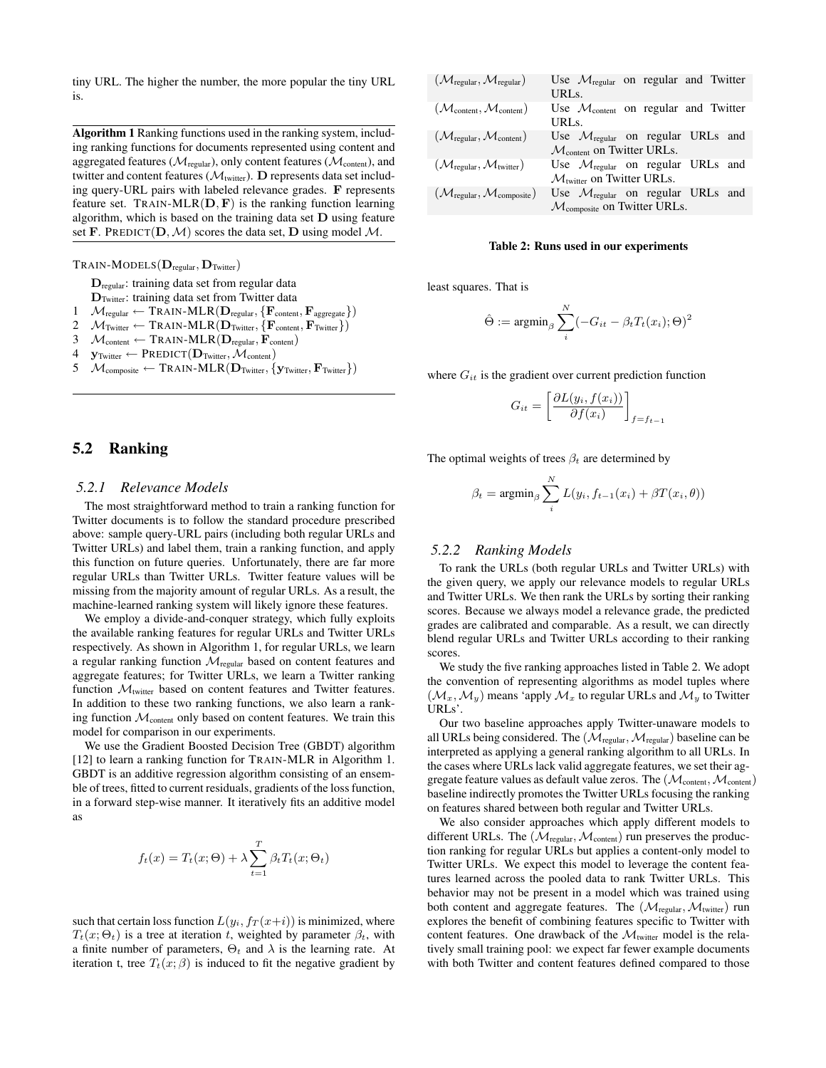tiny URL. The higher the number, the more popular the tiny URL is.

**Algorithm 1** Ranking functions used in the ranking system, including ranking functions for documents represented using content and aggregated features ($\mathcal{M}_{\text{regular}}$), only content features ($\mathcal{M}_{\text{content}}$), and twitter and content features ($\mathcal{M}_{\text{twitter}}$). $\mathbf{D}$ represents data set including query-URL pairs with labeled relevance grades. $\mathbf{F}$ represents feature set. TRAIN-MLR$(\mathbf{D}, \mathbf{F})$ is the ranking function learning algorithm, which is based on the training data set $\mathbf{D}$ using feature set $\mathbf{F}$. PREDICT$(\mathbf{D}, \mathcal{M})$ scores the data set, $\mathbf{D}$ using model $\mathcal{M}$.

TRAIN-MODELS$(\mathbf{D}_{\text{regular}}, \mathbf{D}_{\text{Twitter}})$

$\mathbf{D}_{\text{regular}}$: training data set from regular data
$\mathbf{D}_{\text{Twitter}}$: training data set from Twitter data

1. $\mathcal{M}_{\text{regular}} \leftarrow$ TRAIN-MLR$(\mathbf{D}_{\text{regular}}, \{\mathbf{F}_{\text{content}}, \mathbf{F}_{\text{aggregate}}\})$
2. $\mathcal{M}_{\text{Twitter}} \leftarrow$ TRAIN-MLR$(\mathbf{D}_{\text{Twitter}}, \{\mathbf{F}_{\text{content}}, \mathbf{F}_{\text{Twitter}}\})$
3. $\mathcal{M}_{\text{content}} \leftarrow$ TRAIN-MLR$(\mathbf{D}_{\text{regular}}, \mathbf{F}_{\text{content}})$
4. $\mathbf{y}_{\text{Twitter}} \leftarrow$ PREDICT$(\mathbf{D}_{\text{Twitter}}, \mathcal{M}_{\text{content}})$
5. $\mathcal{M}_{\text{composite}} \leftarrow$ TRAIN-MLR$(\mathbf{D}_{\text{Twitter}}, \{\mathbf{y}_{\text{Twitter}}, \mathbf{F}_{\text{Twitter}}\})$

## 5.2 Ranking

### 5.2.1 Relevance Models

The most straightforward method to train a ranking function for Twitter documents is to follow the standard procedure prescribed above: sample query-URL pairs (including both regular URLs and Twitter URLs) and label them, train a ranking function, and apply this function on future queries. Unfortunately, there are far more regular URLs than Twitter URLs. Twitter feature values will be missing from the majority amount of regular URLs. As a result, the machine-learned ranking system will likely ignore these features.

We employ a divide-and-conquer strategy, which fully exploits the available ranking features for regular URLs and Twitter URLs respectively. As shown in Algorithm 1, for regular URLs, we learn a regular ranking function $\mathcal{M}_{\text{regular}}$ based on content features and aggregate features; for Twitter URLs, we learn a Twitter ranking function $\mathcal{M}_{\text{twitter}}$ based on content features and Twitter features. In addition to these two ranking functions, we also learn a ranking function $\mathcal{M}_{\text{content}}$ only based on content features. We train this model for comparison in our experiments.

We use the Gradient Boosted Decision Tree (GBDT) algorithm [12] to learn a ranking function for TRAIN-MLR in Algorithm 1. GBDT is an additive regression algorithm consisting of an ensemble of trees, fitted to current residuals, gradients of the loss function, in a forward step-wise manner. It iteratively fits an additive model as

$$f_t(x) = T_t(x; \Theta) + \lambda \sum_{t=1}^{T} \beta_t T_t(x; \Theta_t)$$

such that certain loss function $L(y_i, f_T(x+i))$ is minimized, where $T_t(x; \Theta_t)$ is a tree at iteration $t$, weighted by parameter $\beta_t$, with a finite number of parameters, $\Theta_t$ and $\lambda$ is the learning rate. At iteration t, tree $T_t(x; \beta)$ is induced to fit the negative gradient by least squares. That is

$$\hat{\Theta} := \text{argmin}_{\beta} \sum_{i}^{N} (-G_{it} - \beta_t T_t(x_i); \Theta)^2$$

where $G_{it}$ is the gradient over current prediction function

$$G_{it} = \left[\frac{\partial L(y_i, f(x_i))}{\partial f(x_i)}\right]_{f=f_{t-1}}$$

The optimal weights of trees $\beta_t$ are determined by

$$\beta_t = \text{argmin}_{\beta} \sum_{i}^{N} L(y_i, f_{t-1}(x_i) + \beta T(x_i, \theta))$$

| | |
|---|---|
| $(\mathcal{M}_{\text{regular}}, \mathcal{M}_{\text{regular}})$ | Use $\mathcal{M}_{\text{regular}}$ on regular and Twitter URLs. |
| $(\mathcal{M}_{\text{content}}, \mathcal{M}_{\text{content}})$ | Use $\mathcal{M}_{\text{content}}$ on regular and Twitter URLs. |
| $(\mathcal{M}_{\text{regular}}, \mathcal{M}_{\text{content}})$ | Use $\mathcal{M}_{\text{regular}}$ on regular URLs and $\mathcal{M}_{\text{content}}$ on Twitter URLs. |
| $(\mathcal{M}_{\text{regular}}, \mathcal{M}_{\text{twitter}})$ | Use $\mathcal{M}_{\text{regular}}$ on regular URLs and $\mathcal{M}_{\text{twitter}}$ on Twitter URLs. |
| $(\mathcal{M}_{\text{regular}}, \mathcal{M}_{\text{composite}})$ | Use $\mathcal{M}_{\text{regular}}$ on regular URLs and $\mathcal{M}_{\text{composite}}$ on Twitter URLs. |

**Table 2: Runs used in our experiments**

### 5.2.2 Ranking Models

To rank the URLs (both regular URLs and Twitter URLs) with the given query, we apply our relevance models to regular URLs and Twitter URLs. We then rank the URLs by sorting their ranking scores. Because we always model a relevance grade, the predicted grades are calibrated and comparable. As a result, we can directly blend regular URLs and Twitter URLs according to their ranking scores.

We study the five ranking approaches listed in Table 2. We adopt the convention of representing algorithms as model tuples where $(\mathcal{M}_x, \mathcal{M}_y)$ means 'apply $\mathcal{M}_x$ to regular URLs and $\mathcal{M}_y$ to Twitter URLs'.

Our two baseline approaches apply Twitter-unaware models to all URLs being considered. The $(\mathcal{M}_{\text{regular}}, \mathcal{M}_{\text{regular}})$ baseline can be interpreted as applying a general ranking algorithm to all URLs. In the cases where URLs lack valid aggregate features, we set their aggregate feature values as default value zeros. The $(\mathcal{M}_{\text{content}}, \mathcal{M}_{\text{content}})$ baseline indirectly promotes the Twitter URLs focusing the ranking on features shared between both regular and Twitter URLs.

We also consider approaches which apply different models to different URLs. The $(\mathcal{M}_{\text{regular}}, \mathcal{M}_{\text{content}})$ run preserves the production ranking for regular URLs but applies a content-only model to Twitter URLs. We expect this model to leverage the content features learned across the pooled data to rank Twitter URLs. This behavior may not be present in a model which was trained using both content and aggregate features. The $(\mathcal{M}_{\text{regular}}, \mathcal{M}_{\text{twitter}})$ run explores the benefit of combining features specific to Twitter with content features. One drawback of the $\mathcal{M}_{\text{twitter}}$ model is the relatively small training pool: we expect far fewer example documents with both Twitter and content features defined compared to those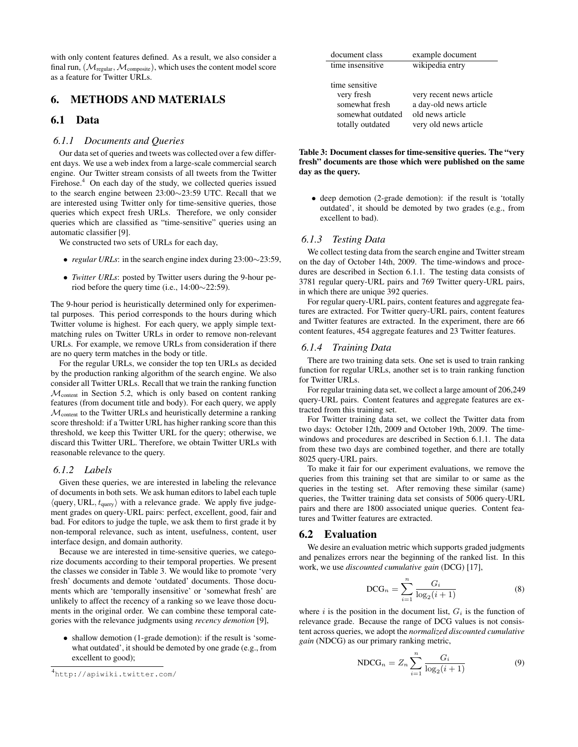with only content features defined. As a result, we also consider a final run, ($\mathcal{M}_{\text{regular}}, \mathcal{M}_{\text{composite}}$), which uses the content model score as a feature for Twitter URLs.

## 6. METHODS AND MATERIALS

### 6.1 Data

#### 6.1.1 Documents and Queries

Our data set of queries and tweets was collected over a few different days. We use a web index from a large-scale commercial search engine. Our Twitter stream consists of all tweets from the Twitter Firehose.[4] On each day of the study, we collected queries issued to the search engine between 23:00∼23:59 UTC. Recall that we are interested using Twitter only for time-sensitive queries, those queries which expect fresh URLs. Therefore, we only consider queries which are classified as "time-sensitive" queries using an automatic classifier [9].

We constructed two sets of URLs for each day,

- *regular URLs*: in the search engine index during 23:00∼23:59,
- *Twitter URLs*: posted by Twitter users during the 9-hour period before the query time (i.e., 14:00∼22:59).

The 9-hour period is heuristically determined only for experimental purposes. This period corresponds to the hours during which Twitter volume is highest. For each query, we apply simple text-matching rules on Twitter URLs in order to remove non-relevant URLs. For example, we remove URLs from consideration if there are no query term matches in the body or title.

For the regular URLs, we consider the top ten URLs as decided by the production ranking algorithm of the search engine. We also consider all Twitter URLs. Recall that we train the ranking function $\mathcal{M}_{\text{content}}$ in Section 5.2, which is only based on content ranking features (from document title and body). For each query, we apply $\mathcal{M}_{\text{content}}$ to the Twitter URLs and heuristically determine a ranking score threshold: if a Twitter URL has higher ranking score than this threshold, we keep this Twitter URL for the query; otherwise, we discard this Twitter URL. Therefore, we obtain Twitter URLs with reasonable relevance to the query.

#### 6.1.2 Labels

Given these queries, we are interested in labeling the relevance of documents in both sets. We ask human editors to label each tuple $\langle \text{query}, \text{URL}, t_{\text{query}} \rangle$ with a relevance grade. We apply five judgement grades on query-URL pairs: perfect, excellent, good, fair and bad. For editors to judge the tuple, we ask them to first grade it by non-temporal relevance, such as intent, usefulness, content, user interface design, and domain authority.

Because we are interested in time-sensitive queries, we categorize documents according to their temporal properties. We present the classes we consider in Table 3. We would like to promote 'very fresh' documents and demote 'outdated' documents. Those documents which are 'temporally insensitive' or 'somewhat fresh' are unlikely to affect the recency of a ranking so we leave those documents in the original order. We can combine these temporal categories with the relevance judgments using *recency demotion* [9],

- shallow demotion (1-grade demotion): if the result is 'somewhat outdated', it should be demoted by one grade (e.g., from excellent to good);
- deep demotion (2-grade demotion): if the result is 'totally outdated', it should be demoted by two grades (e.g., from excellent to bad).

| document class | example document |
|---|---|
| time insensitive | wikipedia entry |
| | |
| time sensitive | |
| very fresh | very recent news article |
| somewhat fresh | a day-old news article |
| somewhat outdated | old news article |
| totally outdated | very old news article |

**Table 3: Document classes for time-sensitive queries. The "very fresh" documents are those which were published on the same day as the query.**

#### 6.1.3 Testing Data

We collect testing data from the search engine and Twitter stream on the day of October 14th, 2009. The time-windows and procedures are described in Section 6.1.1. The testing data consists of 3781 regular query-URL pairs and 769 Twitter query-URL pairs, in which there are unique 392 queries.

For regular query-URL pairs, content features and aggregate features are extracted. For Twitter query-URL pairs, content features and Twitter features are extracted. In the experiment, there are 66 content features, 454 aggregate features and 23 Twitter features.

#### 6.1.4 Training Data

There are two training data sets. One set is used to train ranking function for regular URLs, another set is to train ranking function for Twitter URLs.

For regular training data set, we collect a large amount of 206,249 query-URL pairs. Content features and aggregate features are extracted from this training set.

For Twitter training data set, we collect the Twitter data from two days: October 12th, 2009 and October 19th, 2009. The time-windows and procedures are described in Section 6.1.1. The data from these two days are combined together, and there are totally 8025 query-URL pairs.

To make it fair for our experiment evaluations, we remove the queries from this training set that are similar to or same as the queries in the testing set. After removing these similar (same) queries, the Twitter training data set consists of 5006 query-URL pairs and there are 1800 associated unique queries. Content features and Twitter features are extracted.

### 6.2 Evaluation

We desire an evaluation metric which supports graded judgments and penalizes errors near the beginning of the ranked list. In this work, we use *discounted cumulative gain* (DCG) [17],

$$\text{DCG}_n = \sum_{i=1}^{n} \frac{G_i}{\log_2(i+1)} \tag{8}$$

where $i$ is the position in the document list, $G_i$ is the function of relevance grade. Because the range of DCG values is not consistent across queries, we adopt the *normalized discounted cumulative gain* (NDCG) as our primary ranking metric,

$$\text{NDCG}_n = Z_n \sum_{i=1}^{n} \frac{G_i}{\log_2(i+1)} \tag{9}$$

[4]http://apiwiki.twitter.com/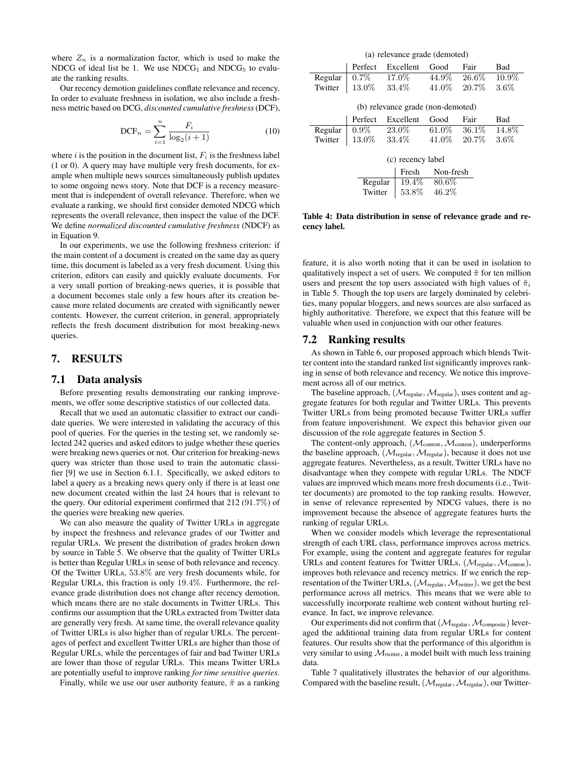where $Z_n$ is a normalization factor, which is used to make the NDCG of ideal list be 1. We use $\text{NDCG}_1$ and $\text{NDCG}_5$ to evaluate the ranking results.

Our recency demotion guidelines conflate relevance and recency. In order to evaluate freshness in isolation, we also include a freshness metric based on DCG, *discounted cumulative freshness* (DCF),

$$\text{DCF}_n = \sum_{i=1}^{n} \frac{F_i}{\log_2(i+1)} \tag{10}$$

where $i$ is the position in the document list, $F_i$ is the freshness label (1 or 0). A query may have multiple very fresh documents, for example when multiple news sources simultaneously publish updates to some ongoing news story. Note that DCF is a recency measurement that is independent of overall relevance. Therefore, when we evaluate a ranking, we should first consider demoted NDCG which represents the overall relevance, then inspect the value of the DCF. We define *normalized discounted cumulative freshness* (NDCF) as in Equation 9.

In our experiments, we use the following freshness criterion: if the main content of a document is created on the same day as query time, this document is labeled as a very fresh document. Using this criterion, editors can easily and quickly evaluate documents. For a very small portion of breaking-news queries, it is possible that a document becomes stale only a few hours after its creation because more related documents are created with significantly newer contents. However, the current criterion, in general, appropriately reflects the fresh document distribution for most breaking-news queries.

## 7. RESULTS

### 7.1 Data analysis

Before presenting results demonstrating our ranking improvements, we offer some descriptive statistics of our collected data.

Recall that we used an automatic classifier to extract our candidate queries. We were interested in validating the accuracy of this pool of queries. For the queries in the testing set, we randomly selected 242 queries and asked editors to judge whether these queries were breaking news queries or not. Our criterion for breaking-news query was stricter than those used to train the automatic classifier [9] we use in Section 6.1.1. Specifically, we asked editors to label a query as a breaking news query only if there is at least one new document created within the last 24 hours that is relevant to the query. Our editorial experiment confirmed that 212 ($91.7\%$) of the queries were breaking new queries.

We can also measure the quality of Twitter URLs in aggregate by inspect the freshness and relevance grades of our Twitter and regular URLs. We present the distribution of grades broken down by source in Table 5. We observe that the quality of Twitter URLs is better than Regular URLs in sense of both relevance and recency. Of the Twitter URLs, $53.8\%$ are very fresh documents while, for Regular URLs, this fraction is only $19.4\%$. Furthermore, the relevance grade distribution does not change after recency demotion, which means there are no stale documents in Twitter URLs. This confirms our assumption that the URLs extracted from Twitter data are generally very fresh. At same time, the overall relevance quality of Twitter URLs is also higher than of regular URLs. The percentages of perfect and excellent Twitter URLs are higher than those of Regular URLs, while the percentages of fair and bad Twitter URLs are lower than those of regular URLs. This means Twitter URLs are potentially useful to improve ranking *for time sensitive queries*.

Finally, while we use our user authority feature, $\tilde{\pi}$ as a ranking

(a) relevance grade (demoted)

| | Perfect | Excellent | Good | Fair | Bad |
|---|---|---|---|---|---|
| Regular | $0.7\%$ | $17.0\%$ | $44.9\%$ | $26.6\%$ | $10.9\%$ |
| Twitter | $13.0\%$ | $33.4\%$ | $41.0\%$ | $20.7\%$ | $3.6\%$ |

(b) relevance grade (non-demoted)

| | Perfect | Excellent | Good | Fair | Bad |
|---|---|---|---|---|---|
| Regular | $0.9\%$ | $23.0\%$ | $61.0\%$ | $36.1\%$ | $14.8\%$ |
| Twitter | $13.0\%$ | $33.4\%$ | $41.0\%$ | $20.7\%$ | $3.6\%$ |

(c) recency label

| | Fresh | Non-fresh |
|---|---|---|
| Regular | $19.4\%$ | $80.6\%$ |
| Twitter | $53.8\%$ | $46.2\%$ |

**Table 4: Data distribution in sense of relevance grade and recency label.**

feature, it is also worth noting that it can be used in isolation to qualitatively inspect a set of users. We computed $\tilde{\pi}$ for ten million users and present the top users associated with high values of $\tilde{\pi}_i$ in Table 5. Though the top users are largely dominated by celebrities, many popular bloggers, and news sources are also surfaced as highly authoritative. Therefore, we expect that this feature will be valuable when used in conjunction with our other features.

### 7.2 Ranking results

As shown in Table 6, our proposed approach which blends Twitter content into the standard ranked list significantly improves ranking in sense of both relevance and recency. We notice this improvement across all of our metrics.

The baseline approach, $(\mathcal{M}_{\text{regular}}, \mathcal{M}_{\text{regular}})$, uses content and aggregate features for both regular and Twitter URLs. This prevents Twitter URLs from being promoted because Twitter URLs suffer from feature impoverishment. We expect this behavior given our discussion of the role aggregate features in Section 5.

The content-only approach, $(\mathcal{M}_{\text{content}}, \mathcal{M}_{\text{content}})$, underperforms the baseline approach, $(\mathcal{M}_{\text{regular}}, \mathcal{M}_{\text{regular}})$, because it does not use aggregate features. Nevertheless, as a result, Twitter URLs have no disadvantage when they compete with regular URLs. The NDCF values are improved which means more fresh documents (i.e., Twitter documents) are promoted to the top ranking results. However, in sense of relevance represented by NDCG values, there is no improvement because the absence of aggregate features hurts the ranking of regular URLs.

When we consider models which leverage the representational strength of each URL class, performance improves across metrics. For example, using the content and aggregate features for regular URLs and content features for Twitter URLs, $(\mathcal{M}_{\text{regular}}, \mathcal{M}_{\text{content}})$, improves both relevance and recency metrics. If we enrich the representation of the Twitter URLs, $(\mathcal{M}_{\text{regular}}, \mathcal{M}_{\text{twitter}})$, we get the best performance across all metrics. This means that we were able to successfully incorporate realtime web content without hurting relevance. In fact, we improve relevance.

Our experiments did not confirm that $(\mathcal{M}_{\text{regular}}, \mathcal{M}_{\text{composite}})$ leveraged the additional training data from regular URLs for content features. Our results show that the performance of this algorithm is very similar to using $\mathcal{M}_{\text{twitter}}$, a model built with much less training data.

Table 7 qualitatively illustrates the behavior of our algorithms. Compared with the baseline result, $(\mathcal{M}_{\text{regular}}, \mathcal{M}_{\text{regular}})$, our Twitter-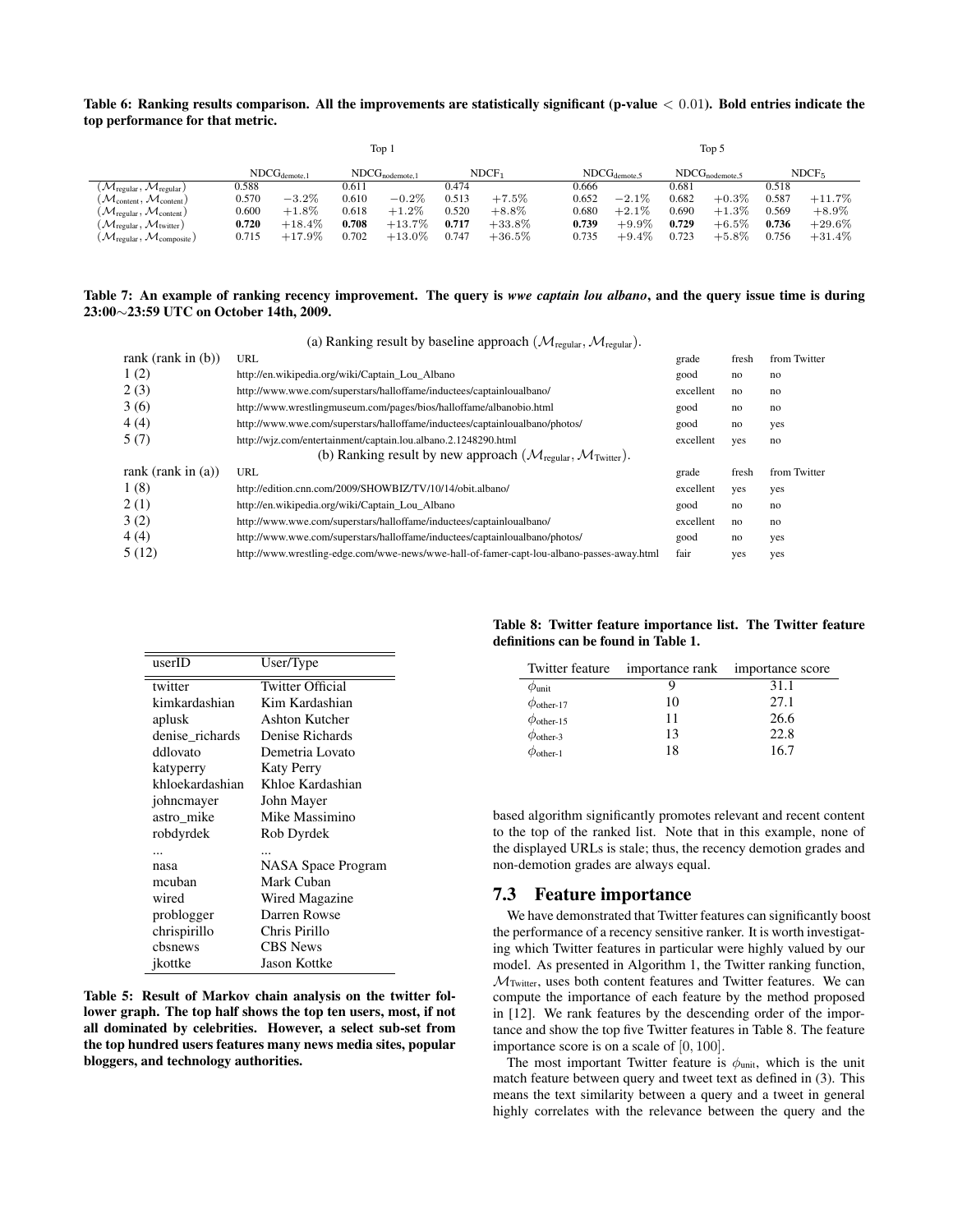**Table 6: Ranking results comparison. All the improvements are statistically significant (p-value $< 0.01$). Bold entries indicate the top performance for that metric.**

| | Top 1 | | | | | | Top 5 | | | | | |
|---|---|---|---|---|---|---|---|---|---|---|---|---|
| | $\text{NDCG}_{\text{demote},1}$ | | $\text{NDCG}_{\text{nodemote},1}$ | | $\text{NDCF}_1$ | | $\text{NDCG}_{\text{demote},5}$ | | $\text{NDCG}_{\text{nodemote},5}$ | | $\text{NDCF}_5$ | |
| $(\mathcal{M}_{\text{regular}}, \mathcal{M}_{\text{regular}})$ | 0.588 | | 0.611 | | 0.474 | | 0.666 | | 0.681 | | 0.518 | |
| $(\mathcal{M}_{\text{content}}, \mathcal{M}_{\text{content}})$ | 0.570 | $-3.2\%$ | 0.610 | $-0.2\%$ | 0.513 | $+7.5\%$ | 0.652 | $-2.1\%$ | 0.682 | $+0.3\%$ | 0.587 | $+11.7\%$ |
| $(\mathcal{M}_{\text{regular}}, \mathcal{M}_{\text{content}})$ | 0.600 | $+1.8\%$ | 0.618 | $+1.2\%$ | 0.520 | $+8.8\%$ | 0.680 | $+2.1\%$ | 0.690 | $+1.3\%$ | 0.569 | $+8.9\%$ |
| $(\mathcal{M}_{\text{regular}}, \mathcal{M}_{\text{twitter}})$ | **0.720** | $+18.4\%$ | **0.708** | $+13.7\%$ | **0.717** | $+33.8\%$ | **0.739** | $+9.9\%$ | **0.729** | $+6.5\%$ | **0.736** | $+29.6\%$ |
| $(\mathcal{M}_{\text{regular}}, \mathcal{M}_{\text{composite}})$ | 0.715 | $+17.9\%$ | 0.702 | $+13.0\%$ | 0.747 | $+36.5\%$ | 0.735 | $+9.4\%$ | 0.723 | $+5.8\%$ | 0.756 | $+31.4\%$ |

**Table 7: An example of ranking recency improvement. The query is *wwe captain lou albano*, and the query issue time is during 23:00∼23:59 UTC on October 14th, 2009.**

(a) Ranking result by baseline approach $(\mathcal{M}_{\text{regular}}, \mathcal{M}_{\text{regular}})$.

| rank (rank in (b)) | URL | grade | fresh | from Twitter |
|---|---|---|---|---|
| 1 (2) | http://en.wikipedia.org/wiki/Captain_Lou_Albano | good | no | no |
| 2 (3) | http://www.wwe.com/superstars/halloffame/inductees/captainloualbano/ | excellent | no | no |
| 3 (6) | http://www.wrestlingmuseum.com/pages/bios/halloffame/albanobio.html | good | no | no |
| 4 (4) | http://www.wwe.com/superstars/halloffame/inductees/captainloualbano/photos/ | good | no | yes |
| 5 (7) | http://wjz.com/entertainment/captain.lou.albano.2.1248290.html | excellent | yes | no |

(b) Ranking result by new approach $(\mathcal{M}_{\text{regular}}, \mathcal{M}_{\text{Twitter}})$.

| rank (rank in (a)) | URL | grade | fresh | from Twitter |
|---|---|---|---|---|
| 1 (8) | http://edition.cnn.com/2009/SHOWBIZ/TV/10/14/obit.albano/ | excellent | yes | yes |
| 2 (1) | http://en.wikipedia.org/wiki/Captain_Lou_Albano | good | no | no |
| 3 (2) | http://www.wwe.com/superstars/halloffame/inductees/captainloualbano/ | excellent | no | no |
| 4 (4) | http://www.wwe.com/superstars/halloffame/inductees/captainloualbano/photos/ | good | no | yes |
| 5 (12) | http://www.wrestling-edge.com/wwe-news/wwe-hall-of-famer-capt-lou-albano-passes-away.html | fair | yes | yes |

| userID | User/Type |
|---|---|
| twitter | Twitter Official |
| kimkardashian | Kim Kardashian |
| aplusk | Ashton Kutcher |
| denise_richards | Denise Richards |
| ddlovato | Demetria Lovato |
| katyperry | Katy Perry |
| khloekardashian | Khloe Kardashian |
| johncmayer | John Mayer |
| astro_mike | Mike Massimino |
| robdyrdek | Rob Dyrdek |
| ... | ... |
| nasa | NASA Space Program |
| mcuban | Mark Cuban |
| wired | Wired Magazine |
| problogger | Darren Rowse |
| chrispirillo | Chris Pirillo |
| cbsnews | CBS News |
| jkottke | Jason Kottke |

**Table 5: Result of Markov chain analysis on the twitter follower graph. The top half shows the top ten users, most, if not all dominated by celebrities. However, a select sub-set from the top hundred users features many news media sites, popular bloggers, and technology authorities.**

**Table 8: Twitter feature importance list. The Twitter feature definitions can be found in Table 1.**

| Twitter feature | importance rank | importance score |
|---|---|---|
| $\phi_{\text{unit}}$ | 9 | 31.1 |
| $\phi_{\text{other-17}}$ | 10 | 27.1 |
| $\phi_{\text{other-15}}$ | 11 | 26.6 |
| $\phi_{\text{other-3}}$ | 13 | 22.8 |
| $\phi_{\text{other-1}}$ | 18 | 16.7 |

based algorithm significantly promotes relevant and recent content to the top of the ranked list. Note that in this example, none of the displayed URLs is stale; thus, the recency demotion grades and non-demotion grades are always equal.

## 7.3 Feature importance

We have demonstrated that Twitter features can significantly boost the performance of a recency sensitive ranker. It is worth investigating which Twitter features in particular were highly valued by our model. As presented in Algorithm 1, the Twitter ranking function, $\mathcal{M}_{\text{Twitter}}$, uses both content features and Twitter features. We can compute the importance of each feature by the method proposed in [12]. We rank features by the descending order of the importance and show the top five Twitter features in Table 8. The feature importance score is on a scale of $[0, 100]$.

The most important Twitter feature is $\phi_{\text{unit}}$, which is the unit match feature between query and tweet text as defined in (3). This means the text similarity between a query and a tweet in general highly correlates with the relevance between the query and the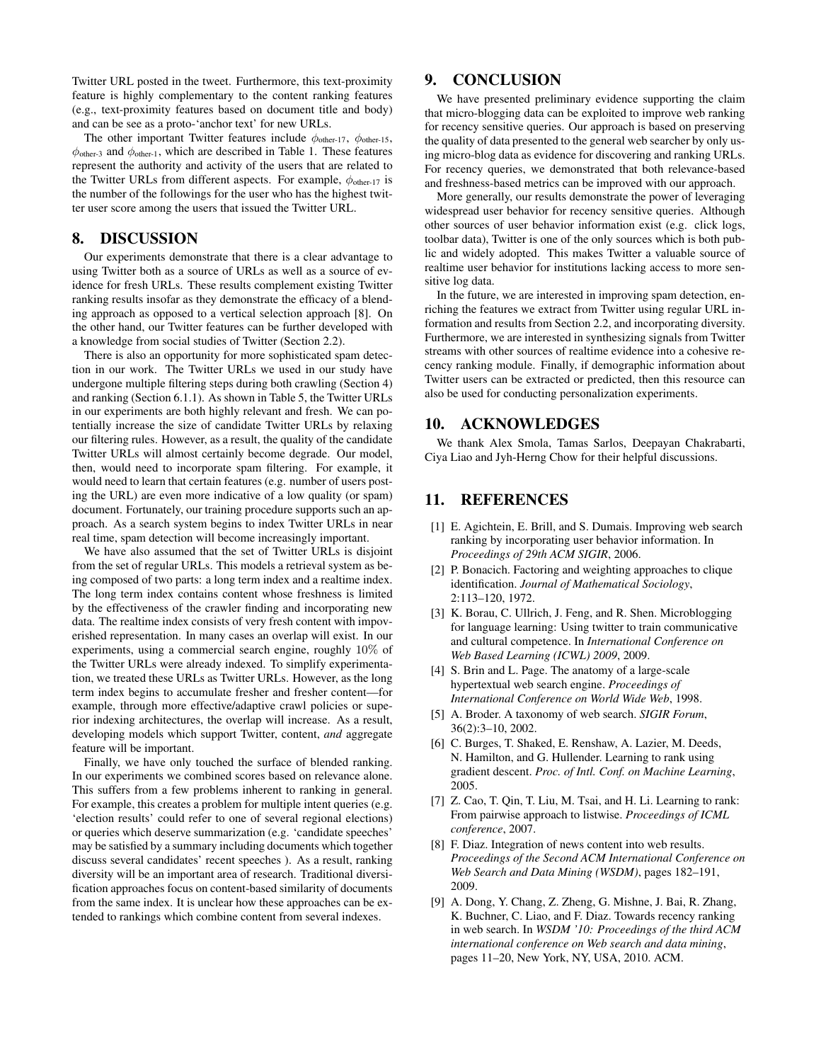Twitter URL posted in the tweet. Furthermore, this text-proximity feature is highly complementary to the content ranking features (e.g., text-proximity features based on document title and body) and can be see as a proto-'anchor text' for new URLs.

The other important Twitter features include $\phi_{\text{other-17}}$, $\phi_{\text{other-15}}$, $\phi_{\text{other-3}}$ and $\phi_{\text{other-1}}$, which are described in Table 1. These features represent the authority and activity of the users that are related to the Twitter URLs from different aspects. For example, $\phi_{\text{other-17}}$ is the number of the followings for the user who has the highest twitter user score among the users that issued the Twitter URL.

## 8. DISCUSSION

Our experiments demonstrate that there is a clear advantage to using Twitter both as a source of URLs as well as a source of evidence for fresh URLs. These results complement existing Twitter ranking results insofar as they demonstrate the efficacy of a blending approach as opposed to a vertical selection approach [8]. On the other hand, our Twitter features can be further developed with a knowledge from social studies of Twitter (Section 2.2).

There is also an opportunity for more sophisticated spam detection in our work. The Twitter URLs we used in our study have undergone multiple filtering steps during both crawling (Section 4) and ranking (Section 6.1.1). As shown in Table 5, the Twitter URLs in our experiments are both highly relevant and fresh. We can potentially increase the size of candidate Twitter URLs by relaxing our filtering rules. However, as a result, the quality of the candidate Twitter URLs will almost certainly become degrade. Our model, then, would need to incorporate spam filtering. For example, it would need to learn that certain features (e.g. number of users posting the URL) are even more indicative of a low quality (or spam) document. Fortunately, our training procedure supports such an approach. As a search system begins to index Twitter URLs in near real time, spam detection will become increasingly important.

We have also assumed that the set of Twitter URLs is disjoint from the set of regular URLs. This models a retrieval system as being composed of two parts: a long term index and a realtime index. The long term index contains content whose freshness is limited by the effectiveness of the crawler finding and incorporating new data. The realtime index consists of very fresh content with impoverished representation. In many cases an overlap will exist. In our experiments, using a commercial search engine, roughly 10% of the Twitter URLs were already indexed. To simplify experimentation, we treated these URLs as Twitter URLs. However, as the long term index begins to accumulate fresher and fresher content—for example, through more effective/adaptive crawl policies or superior indexing architectures, the overlap will increase. As a result, developing models which support Twitter, content, *and* aggregate feature will be important.

Finally, we have only touched the surface of blended ranking. In our experiments we combined scores based on relevance alone. This suffers from a few problems inherent to ranking in general. For example, this creates a problem for multiple intent queries (e.g. 'election results' could refer to one of several regional elections) or queries which deserve summarization (e.g. 'candidate speeches' may be satisfied by a summary including documents which together discuss several candidates' recent speeches ). As a result, ranking diversity will be an important area of research. Traditional diversification approaches focus on content-based similarity of documents from the same index. It is unclear how these approaches can be extended to rankings which combine content from several indexes.

## 9. CONCLUSION

We have presented preliminary evidence supporting the claim that micro-blogging data can be exploited to improve web ranking for recency sensitive queries. Our approach is based on preserving the quality of data presented to the general web searcher by only using micro-blog data as evidence for discovering and ranking URLs. For recency queries, we demonstrated that both relevance-based and freshness-based metrics can be improved with our approach.

More generally, our results demonstrate the power of leveraging widespread user behavior for recency sensitive queries. Although other sources of user behavior information exist (e.g. click logs, toolbar data), Twitter is one of the only sources which is both public and widely adopted. This makes Twitter a valuable source of realtime user behavior for institutions lacking access to more sensitive log data.

In the future, we are interested in improving spam detection, enriching the features we extract from Twitter using regular URL information and results from Section 2.2, and incorporating diversity. Furthermore, we are interested in synthesizing signals from Twitter streams with other sources of realtime evidence into a cohesive recency ranking module. Finally, if demographic information about Twitter users can be extracted or predicted, then this resource can also be used for conducting personalization experiments.

## 10. ACKNOWLEDGES

We thank Alex Smola, Tamas Sarlos, Deepayan Chakrabarti, Ciya Liao and Jyh-Herng Chow for their helpful discussions.

## 11. REFERENCES

[1] E. Agichtein, E. Brill, and S. Dumais. Improving web search ranking by incorporating user behavior information. In *Proceedings of 29th ACM SIGIR*, 2006.

[2] P. Bonacich. Factoring and weighting approaches to clique identification. *Journal of Mathematical Sociology*, 2:113–120, 1972.

[3] K. Borau, C. Ullrich, J. Feng, and R. Shen. Microblogging for language learning: Using twitter to train communicative and cultural competence. In *International Conference on Web Based Learning (ICWL) 2009*, 2009.

[4] S. Brin and L. Page. The anatomy of a large-scale hypertextual web search engine. *Proceedings of International Conference on World Wide Web*, 1998.

[5] A. Broder. A taxonomy of web search. *SIGIR Forum*, 36(2):3–10, 2002.

[6] C. Burges, T. Shaked, E. Renshaw, A. Lazier, M. Deeds, N. Hamilton, and G. Hullender. Learning to rank using gradient descent. *Proc. of Intl. Conf. on Machine Learning*, 2005.

[7] Z. Cao, T. Qin, T. Liu, M. Tsai, and H. Li. Learning to rank: From pairwise approach to listwise. *Proceedings of ICML conference*, 2007.

[8] F. Diaz. Integration of news content into web results. *Proceedings of the Second ACM International Conference on Web Search and Data Mining (WSDM)*, pages 182–191, 2009.

[9] A. Dong, Y. Chang, Z. Zheng, G. Mishne, J. Bai, R. Zhang, K. Buchner, C. Liao, and F. Diaz. Towards recency ranking in web search. In *WSDM '10: Proceedings of the third ACM international conference on Web search and data mining*, pages 11–20, New York, NY, USA, 2010. ACM.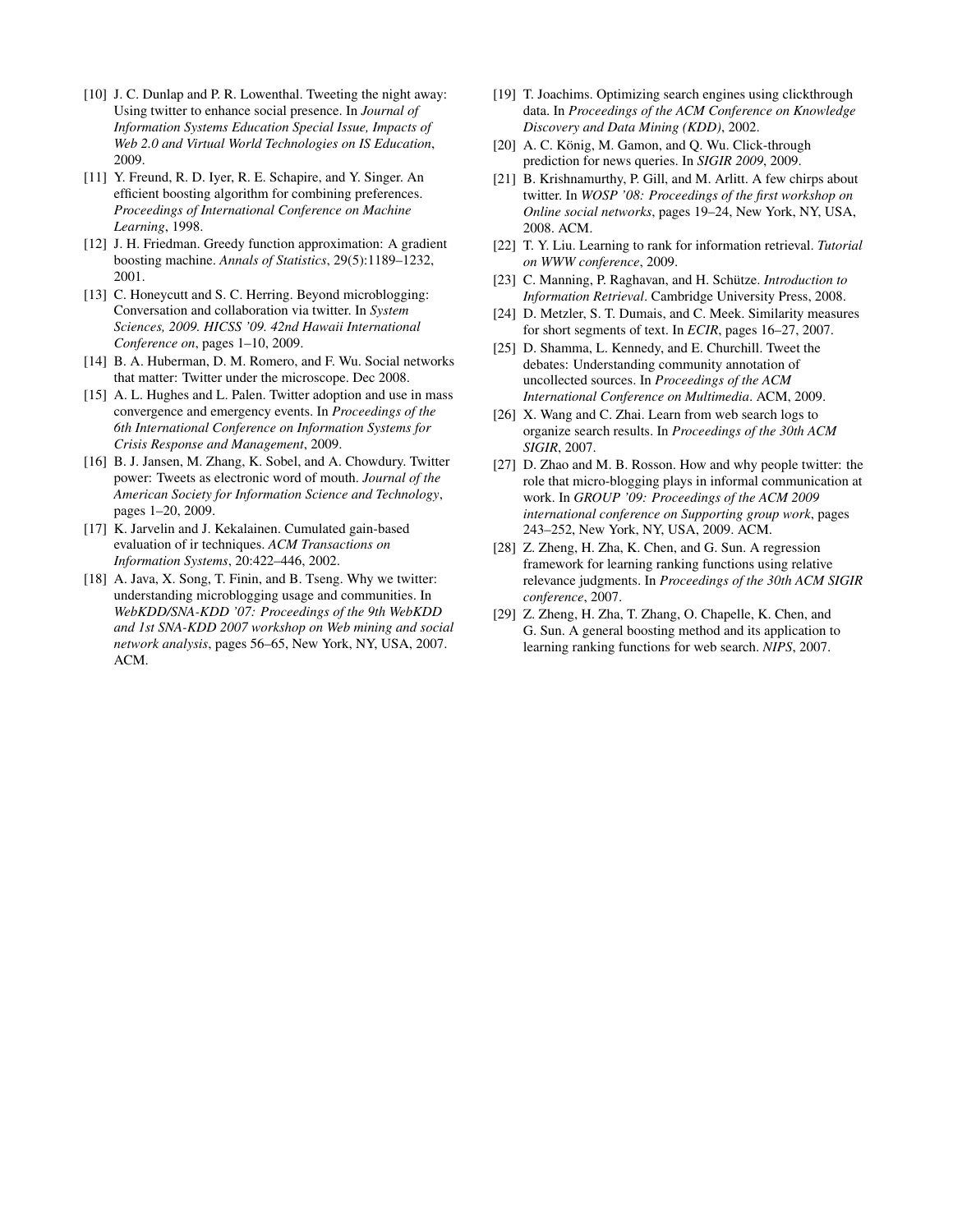[10] J. C. Dunlap and P. R. Lowenthal. Tweeting the night away: Using twitter to enhance social presence. In *Journal of Information Systems Education Special Issue, Impacts of Web 2.0 and Virtual World Technologies on IS Education*, 2009.

[11] Y. Freund, R. D. Iyer, R. E. Schapire, and Y. Singer. An efficient boosting algorithm for combining preferences. *Proceedings of International Conference on Machine Learning*, 1998.

[12] J. H. Friedman. Greedy function approximation: A gradient boosting machine. *Annals of Statistics*, 29(5):1189–1232, 2001.

[13] C. Honeycutt and S. C. Herring. Beyond microblogging: Conversation and collaboration via twitter. In *System Sciences, 2009. HICSS '09. 42nd Hawaii International Conference on*, pages 1–10, 2009.

[14] B. A. Huberman, D. M. Romero, and F. Wu. Social networks that matter: Twitter under the microscope. Dec 2008.

[15] A. L. Hughes and L. Palen. Twitter adoption and use in mass convergence and emergency events. In *Proceedings of the 6th International Conference on Information Systems for Crisis Response and Management*, 2009.

[16] B. J. Jansen, M. Zhang, K. Sobel, and A. Chowdury. Twitter power: Tweets as electronic word of mouth. *Journal of the American Society for Information Science and Technology*, pages 1–20, 2009.

[17] K. Jarvelin and J. Kekalainen. Cumulated gain-based evaluation of ir techniques. *ACM Transactions on Information Systems*, 20:422–446, 2002.

[18] A. Java, X. Song, T. Finin, and B. Tseng. Why we twitter: understanding microblogging usage and communities. In *WebKDD/SNA-KDD '07: Proceedings of the 9th WebKDD and 1st SNA-KDD 2007 workshop on Web mining and social network analysis*, pages 56–65, New York, NY, USA, 2007. ACM.

[19] T. Joachims. Optimizing search engines using clickthrough data. In *Proceedings of the ACM Conference on Knowledge Discovery and Data Mining (KDD)*, 2002.

[20] A. C. König, M. Gamon, and Q. Wu. Click-through prediction for news queries. In *SIGIR 2009*, 2009.

[21] B. Krishnamurthy, P. Gill, and M. Arlitt. A few chirps about twitter. In *WOSP '08: Proceedings of the first workshop on Online social networks*, pages 19–24, New York, NY, USA, 2008. ACM.

[22] T. Y. Liu. Learning to rank for information retrieval. *Tutorial on WWW conference*, 2009.

[23] C. Manning, P. Raghavan, and H. Schütze. *Introduction to Information Retrieval*. Cambridge University Press, 2008.

[24] D. Metzler, S. T. Dumais, and C. Meek. Similarity measures for short segments of text. In *ECIR*, pages 16–27, 2007.

[25] D. Shamma, L. Kennedy, and E. Churchill. Tweet the debates: Understanding community annotation of uncollected sources. In *Proceedings of the ACM International Conference on Multimedia*. ACM, 2009.

[26] X. Wang and C. Zhai. Learn from web search logs to organize search results. In *Proceedings of the 30th ACM SIGIR*, 2007.

[27] D. Zhao and M. B. Rosson. How and why people twitter: the role that micro-blogging plays in informal communication at work. In *GROUP '09: Proceedings of the ACM 2009 international conference on Supporting group work*, pages 243–252, New York, NY, USA, 2009. ACM.

[28] Z. Zheng, H. Zha, K. Chen, and G. Sun. A regression framework for learning ranking functions using relative relevance judgments. In *Proceedings of the 30th ACM SIGIR conference*, 2007.

[29] Z. Zheng, H. Zha, T. Zhang, O. Chapelle, K. Chen, and G. Sun. A general boosting method and its application to learning ranking functions for web search. *NIPS*, 2007.